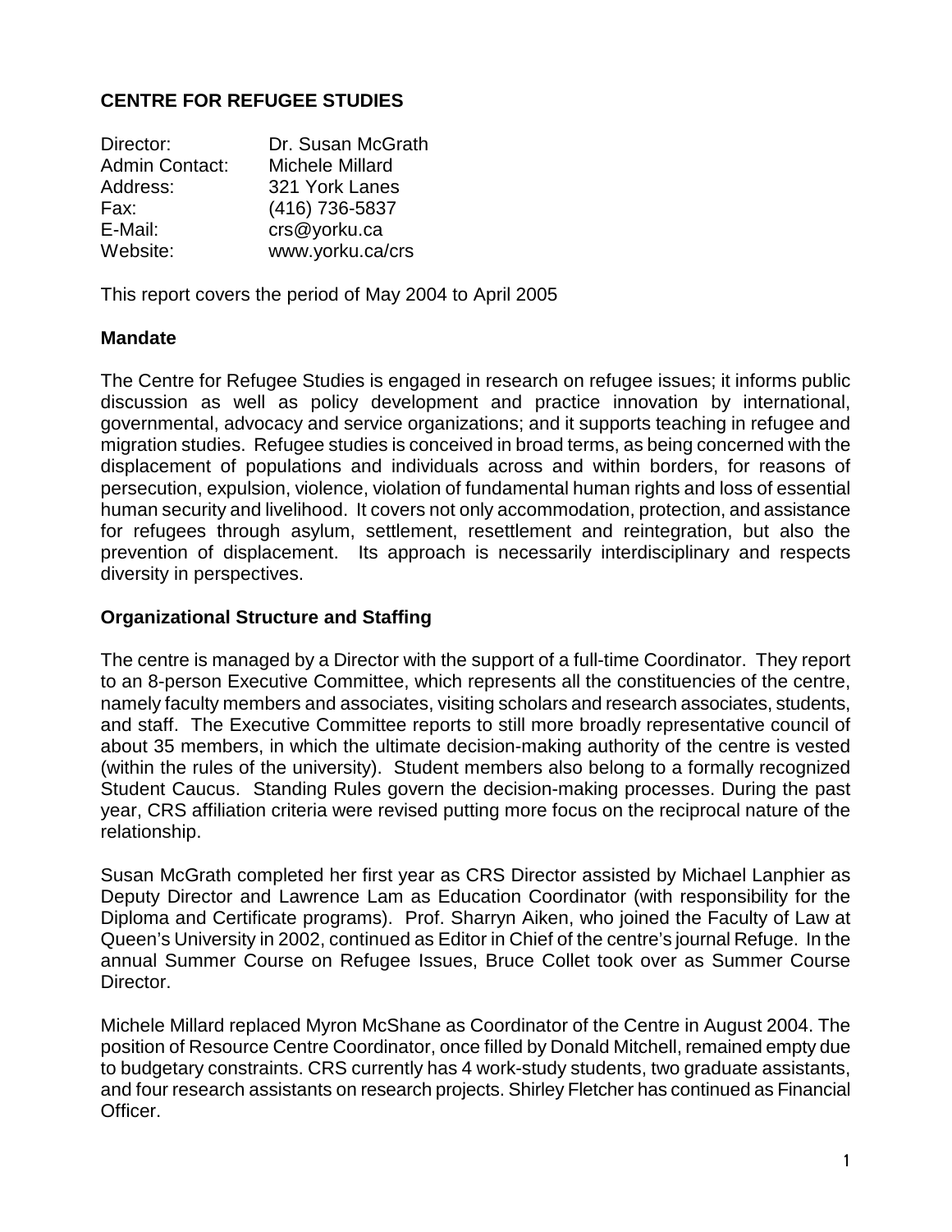## CENTRE FOR REFUGEE STUDIES

| | |
|---|---|
| Director: | Dr. Susan McGrath |
| Admin Contact: | Michele Millard |
| Address: | 321 York Lanes |
| Fax: | (416) 736-5837 |
| E-Mail: | crs@yorku.ca |
| Website: | www.yorku.ca/crs |

This report covers the period of May 2004 to April 2005

### Mandate

The Centre for Refugee Studies is engaged in research on refugee issues; it informs public discussion as well as policy development and practice innovation by international, governmental, advocacy and service organizations; and it supports teaching in refugee and migration studies. Refugee studies is conceived in broad terms, as being concerned with the displacement of populations and individuals across and within borders, for reasons of persecution, expulsion, violence, violation of fundamental human rights and loss of essential human security and livelihood. It covers not only accommodation, protection, and assistance for refugees through asylum, settlement, resettlement and reintegration, but also the prevention of displacement. Its approach is necessarily interdisciplinary and respects diversity in perspectives.

### Organizational Structure and Staffing

The centre is managed by a Director with the support of a full-time Coordinator. They report to an 8-person Executive Committee, which represents all the constituencies of the centre, namely faculty members and associates, visiting scholars and research associates, students, and staff. The Executive Committee reports to still more broadly representative council of about 35 members, in which the ultimate decision-making authority of the centre is vested (within the rules of the university). Student members also belong to a formally recognized Student Caucus. Standing Rules govern the decision-making processes. During the past year, CRS affiliation criteria were revised putting more focus on the reciprocal nature of the relationship.

Susan McGrath completed her first year as CRS Director assisted by Michael Lanphier as Deputy Director and Lawrence Lam as Education Coordinator (with responsibility for the Diploma and Certificate programs). Prof. Sharryn Aiken, who joined the Faculty of Law at Queen's University in 2002, continued as Editor in Chief of the centre's journal Refuge. In the annual Summer Course on Refugee Issues, Bruce Collet took over as Summer Course Director.

Michele Millard replaced Myron McShane as Coordinator of the Centre in August 2004. The position of Resource Centre Coordinator, once filled by Donald Mitchell, remained empty due to budgetary constraints. CRS currently has 4 work-study students, two graduate assistants, and four research assistants on research projects. Shirley Fletcher has continued as Financial Officer.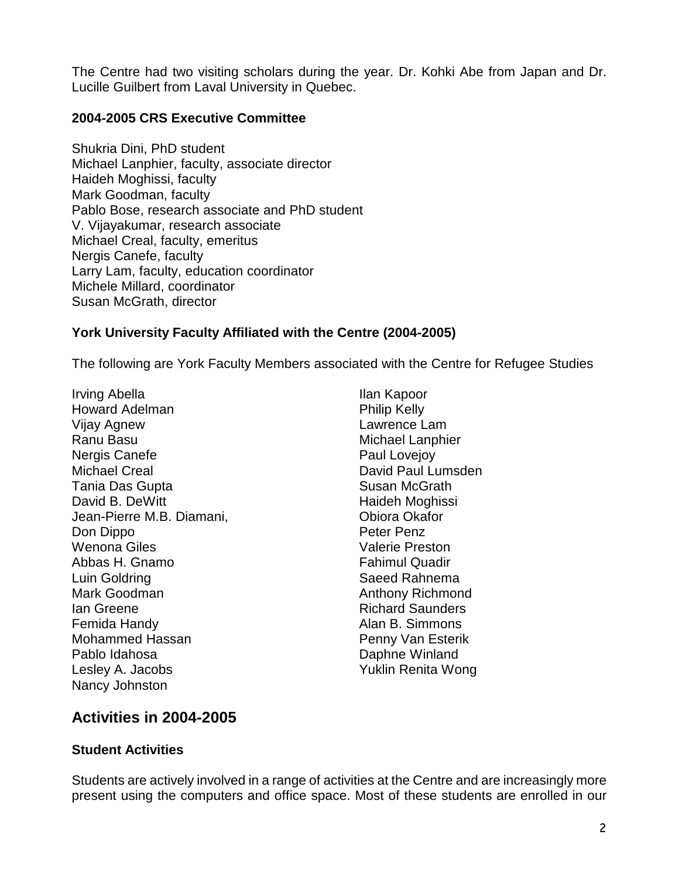The Centre had two visiting scholars during the year. Dr. Kohki Abe from Japan and Dr. Lucille Guilbert from Laval University in Quebec.

### 2004-2005 CRS Executive Committee

Shukria Dini, PhD student
Michael Lanphier, faculty, associate director
Haideh Moghissi, faculty
Mark Goodman, faculty
Pablo Bose, research associate and PhD student
V. Vijayakumar, research associate
Michael Creal, faculty, emeritus
Nergis Canefe, faculty
Larry Lam, faculty, education coordinator
Michele Millard, coordinator
Susan McGrath, director

### York University Faculty Affiliated with the Centre (2004-2005)

The following are York Faculty Members associated with the Centre for Refugee Studies

Irving Abella
Howard Adelman
Vijay Agnew
Ranu Basu
Nergis Canefe
Michael Creal
Tania Das Gupta
David B. DeWitt
Jean-Pierre M.B. Diamani,
Don Dippo
Wenona Giles
Abbas H. Gnamo
Luin Goldring
Mark Goodman
Ian Greene
Femida Handy
Mohammed Hassan
Pablo Idahosa
Lesley A. Jacobs
Nancy Johnston
Ilan Kapoor
Philip Kelly
Lawrence Lam
Michael Lanphier
Paul Lovejoy
David Paul Lumsden
Susan McGrath
Haideh Moghissi
Obiora Okafor
Peter Penz
Valerie Preston
Fahimul Quadir
Saeed Rahnema
Anthony Richmond
Richard Saunders
Alan B. Simmons
Penny Van Esterik
Daphne Winland
Yuklin Renita Wong

## Activities in 2004-2005

### Student Activities

Students are actively involved in a range of activities at the Centre and are increasingly more present using the computers and office space. Most of these students are enrolled in our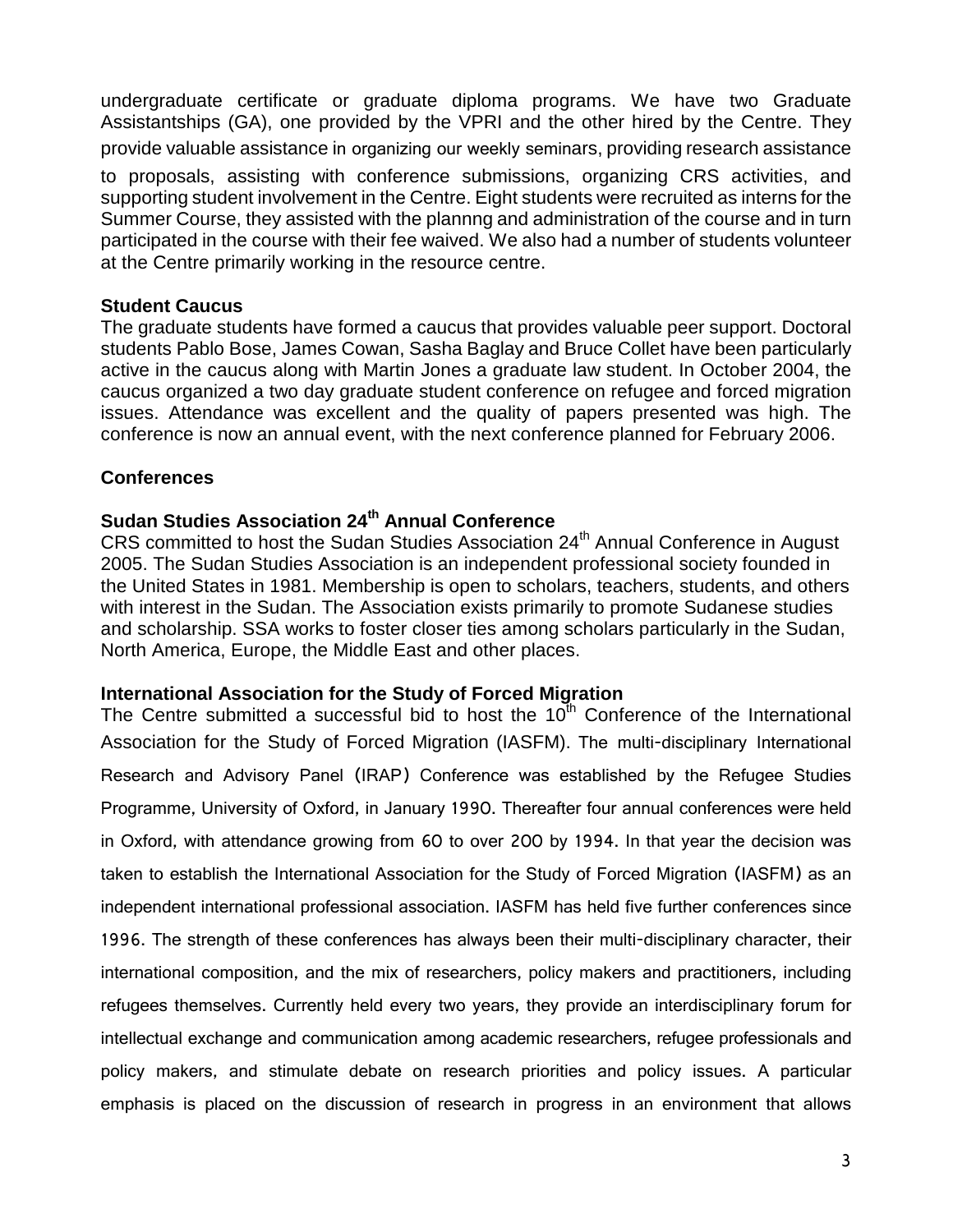undergraduate certificate or graduate diploma programs. We have two Graduate Assistantships (GA), one provided by the VPRI and the other hired by the Centre. They provide valuable assistance in organizing our weekly seminars, providing research assistance to proposals, assisting with conference submissions, organizing CRS activities, and supporting student involvement in the Centre. Eight students were recruited as interns for the Summer Course, they assisted with the plannng and administration of the course and in turn participated in the course with their fee waived. We also had a number of students volunteer at the Centre primarily working in the resource centre.

### Student Caucus

The graduate students have formed a caucus that provides valuable peer support. Doctoral students Pablo Bose, James Cowan, Sasha Baglay and Bruce Collet have been particularly active in the caucus along with Martin Jones a graduate law student. In October 2004, the caucus organized a two day graduate student conference on refugee and forced migration issues. Attendance was excellent and the quality of papers presented was high. The conference is now an annual event, with the next conference planned for February 2006.

## Conferences

### Sudan Studies Association 24th Annual Conference

CRS committed to host the Sudan Studies Association 24th Annual Conference in August 2005. The Sudan Studies Association is an independent professional society founded in the United States in 1981. Membership is open to scholars, teachers, students, and others with interest in the Sudan. The Association exists primarily to promote Sudanese studies and scholarship. SSA works to foster closer ties among scholars particularly in the Sudan, North America, Europe, the Middle East and other places.

### International Association for the Study of Forced Migration

The Centre submitted a successful bid to host the 10th Conference of the International Association for the Study of Forced Migration (IASFM). The multi-disciplinary International Research and Advisory Panel (IRAP) Conference was established by the Refugee Studies Programme, University of Oxford, in January 1990. Thereafter four annual conferences were held in Oxford, with attendance growing from 60 to over 200 by 1994. In that year the decision was taken to establish the International Association for the Study of Forced Migration (IASFM) as an independent international professional association. IASFM has held five further conferences since 1996. The strength of these conferences has always been their multi-disciplinary character, their international composition, and the mix of researchers, policy makers and practitioners, including refugees themselves. Currently held every two years, they provide an interdisciplinary forum for intellectual exchange and communication among academic researchers, refugee professionals and policy makers, and stimulate debate on research priorities and policy issues. A particular emphasis is placed on the discussion of research in progress in an environment that allows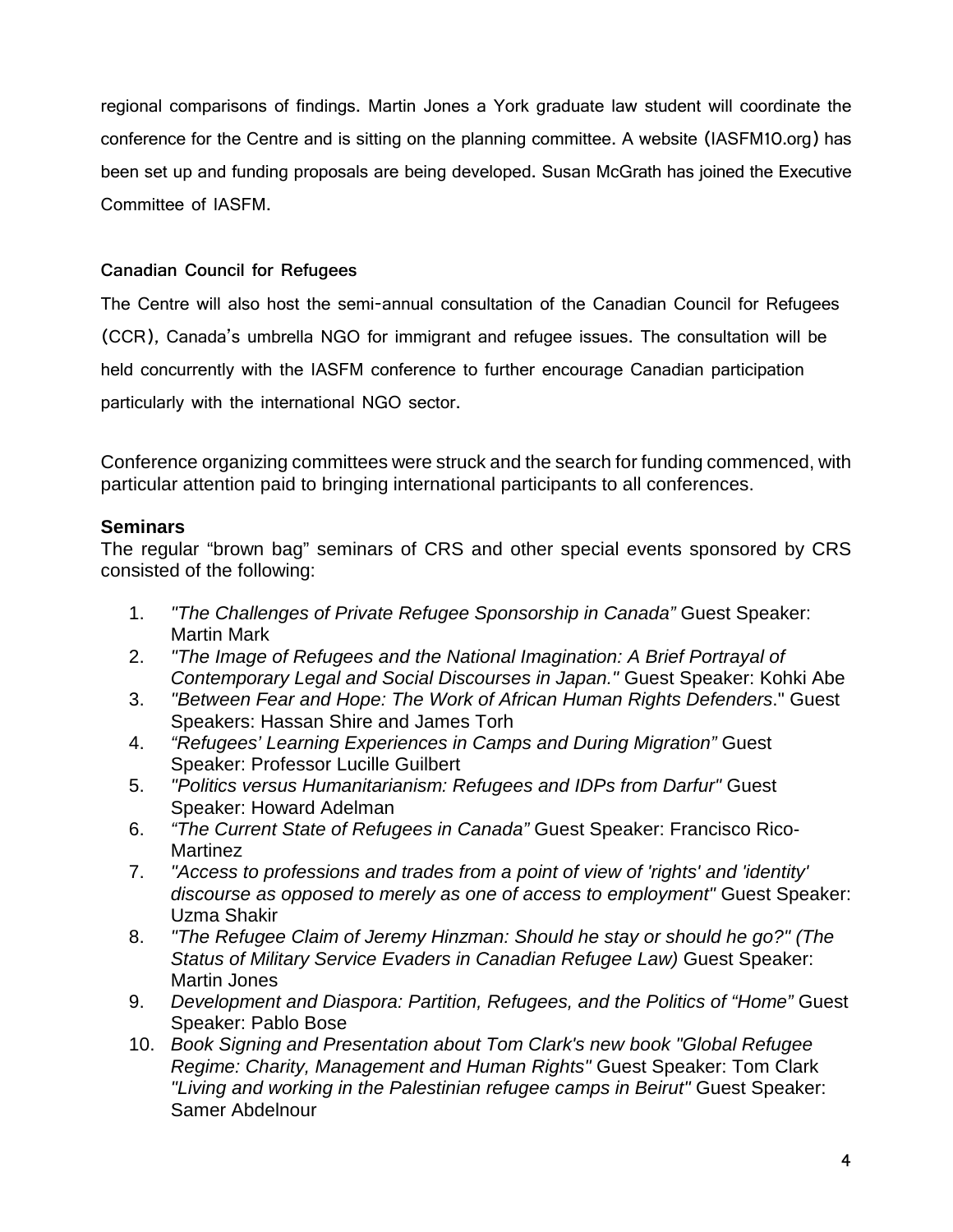regional comparisons of findings. Martin Jones a York graduate law student will coordinate the conference for the Centre and is sitting on the planning committee. A website (IASFM10.org) has been set up and funding proposals are being developed. Susan McGrath has joined the Executive Committee of IASFM.

### Canadian Council for Refugees

The Centre will also host the semi-annual consultation of the Canadian Council for Refugees (CCR), Canada's umbrella NGO for immigrant and refugee issues. The consultation will be held concurrently with the IASFM conference to further encourage Canadian participation particularly with the international NGO sector.

Conference organizing committees were struck and the search for funding commenced, with particular attention paid to bringing international participants to all conferences.

### Seminars

The regular "brown bag" seminars of CRS and other special events sponsored by CRS consisted of the following:

1. *"The Challenges of Private Refugee Sponsorship in Canada"* Guest Speaker: Martin Mark
2. *"The Image of Refugees and the National Imagination: A Brief Portrayal of Contemporary Legal and Social Discourses in Japan."* Guest Speaker: Kohki Abe
3. *"Between Fear and Hope: The Work of African Human Rights Defenders*." Guest Speakers: Hassan Shire and James Torh
4. *"Refugees' Learning Experiences in Camps and During Migration"* Guest Speaker: Professor Lucille Guilbert
5. *"Politics versus Humanitarianism: Refugees and IDPs from Darfur"* Guest Speaker: Howard Adelman
6. *"The Current State of Refugees in Canada"* Guest Speaker: Francisco Rico-Martinez
7. *"Access to professions and trades from a point of view of 'rights' and 'identity' discourse as opposed to merely as one of access to employment"* Guest Speaker: Uzma Shakir
8. *"The Refugee Claim of Jeremy Hinzman: Should he stay or should he go?" (The Status of Military Service Evaders in Canadian Refugee Law)* Guest Speaker: Martin Jones
9. *Development and Diaspora: Partition, Refugees, and the Politics of "Home"* Guest Speaker: Pablo Bose
10. *Book Signing and Presentation about Tom Clark's new book "Global Refugee Regime: Charity, Management and Human Rights"* Guest Speaker: Tom Clark *"Living and working in the Palestinian refugee camps in Beirut"* Guest Speaker: Samer Abdelnour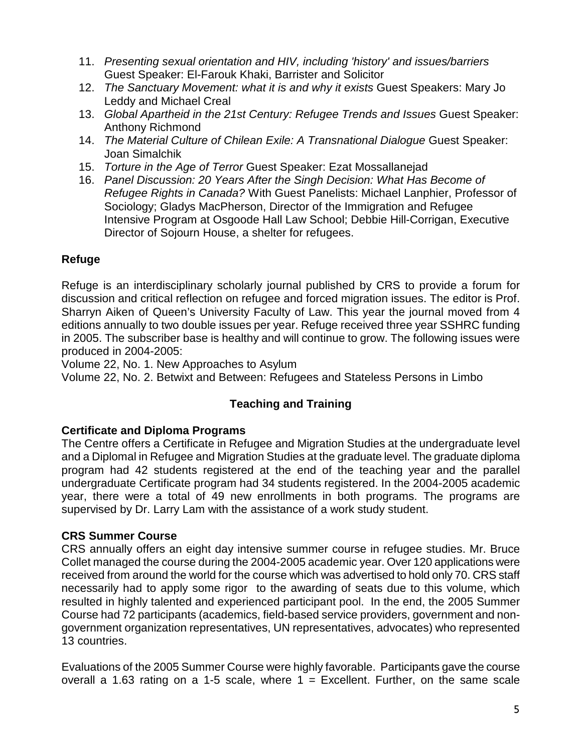11. *Presenting sexual orientation and HIV, including 'history' and issues/barriers* Guest Speaker: El-Farouk Khaki, Barrister and Solicitor
12. *The Sanctuary Movement: what it is and why it exists* Guest Speakers: Mary Jo Leddy and Michael Creal
13. *Global Apartheid in the 21st Century: Refugee Trends and Issues* Guest Speaker: Anthony Richmond
14. *The Material Culture of Chilean Exile: A Transnational Dialogue* Guest Speaker: Joan Simalchik
15. *Torture in the Age of Terror* Guest Speaker: Ezat Mossallanejad
16. *Panel Discussion: 20 Years After the Singh Decision: What Has Become of Refugee Rights in Canada?* With Guest Panelists: Michael Lanphier, Professor of Sociology; Gladys MacPherson, Director of the Immigration and Refugee Intensive Program at Osgoode Hall Law School; Debbie Hill-Corrigan, Executive Director of Sojourn House, a shelter for refugees.

**Refuge**

Refuge is an interdisciplinary scholarly journal published by CRS to provide a forum for discussion and critical reflection on refugee and forced migration issues. The editor is Prof. Sharryn Aiken of Queen's University Faculty of Law. This year the journal moved from 4 editions annually to two double issues per year. Refuge received three year SSHRC funding in 2005. The subscriber base is healthy and will continue to grow. The following issues were produced in 2004-2005:

Volume 22, No. 1. New Approaches to Asylum

Volume 22, No. 2. Betwixt and Between: Refugees and Stateless Persons in Limbo

## Teaching and Training

**Certificate and Diploma Programs**

The Centre offers a Certificate in Refugee and Migration Studies at the undergraduate level and a Diplomal in Refugee and Migration Studies at the graduate level. The graduate diploma program had 42 students registered at the end of the teaching year and the parallel undergraduate Certificate program had 34 students registered. In the 2004-2005 academic year, there were a total of 49 new enrollments in both programs. The programs are supervised by Dr. Larry Lam with the assistance of a work study student.

**CRS Summer Course**

CRS annually offers an eight day intensive summer course in refugee studies. Mr. Bruce Collet managed the course during the 2004-2005 academic year. Over 120 applications were received from around the world for the course which was advertised to hold only 70. CRS staff necessarily had to apply some rigor to the awarding of seats due to this volume, which resulted in highly talented and experienced participant pool. In the end, the 2005 Summer Course had 72 participants (academics, field-based service providers, government and non-government organization representatives, UN representatives, advocates) who represented 13 countries.

Evaluations of the 2005 Summer Course were highly favorable. Participants gave the course overall a 1.63 rating on a 1-5 scale, where 1 = Excellent. Further, on the same scale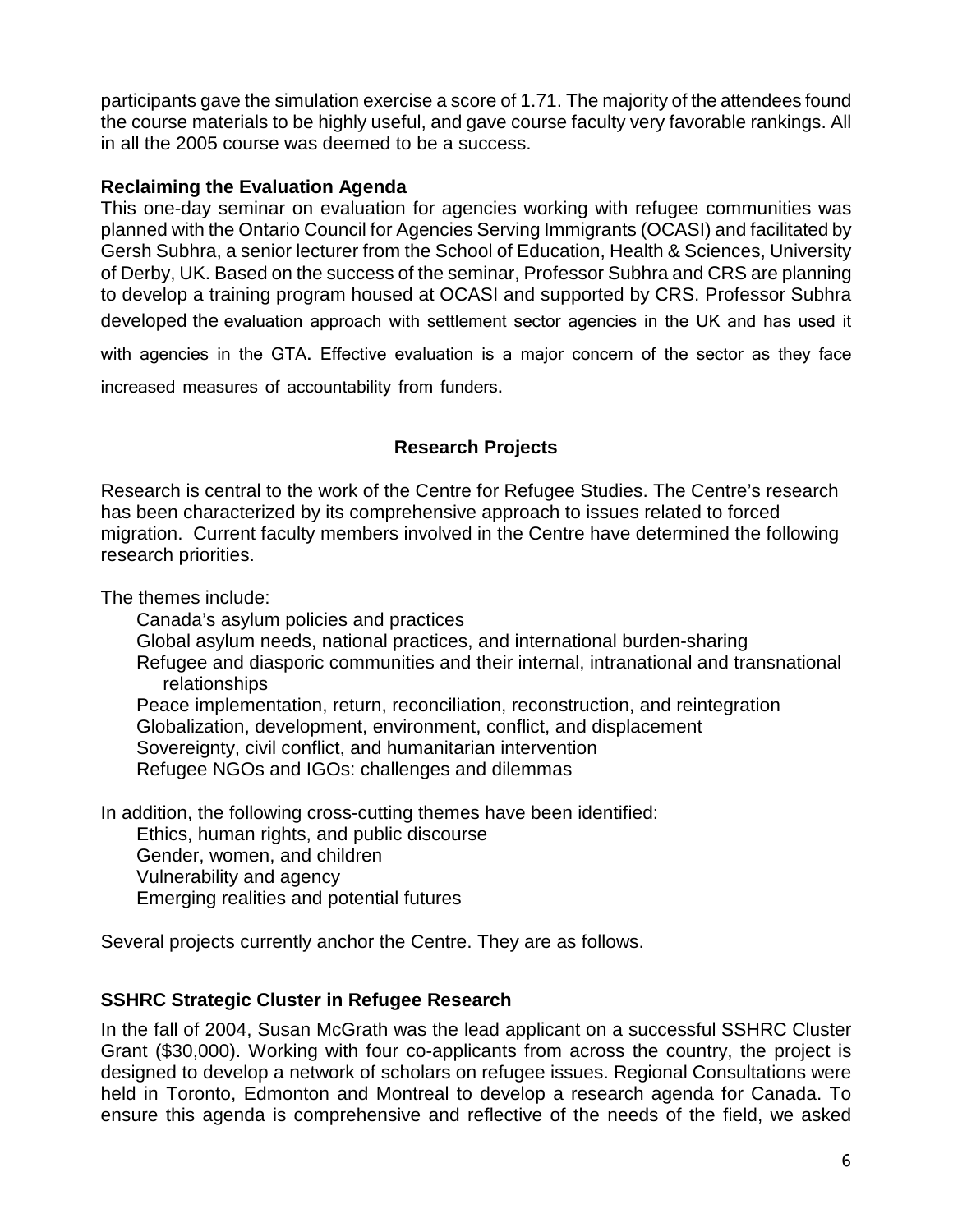participants gave the simulation exercise a score of 1.71. The majority of the attendees found the course materials to be highly useful, and gave course faculty very favorable rankings. All in all the 2005 course was deemed to be a success.

**Reclaiming the Evaluation Agenda**

This one-day seminar on evaluation for agencies working with refugee communities was planned with the Ontario Council for Agencies Serving Immigrants (OCASI) and facilitated by Gersh Subhra, a senior lecturer from the School of Education, Health & Sciences, University of Derby, UK. Based on the success of the seminar, Professor Subhra and CRS are planning to develop a training program housed at OCASI and supported by CRS. Professor Subhra developed the evaluation approach with settlement sector agencies in the UK and has used it with agencies in the GTA. Effective evaluation is a major concern of the sector as they face increased measures of accountability from funders.

## Research Projects

Research is central to the work of the Centre for Refugee Studies. The Centre's research has been characterized by its comprehensive approach to issues related to forced migration. Current faculty members involved in the Centre have determined the following research priorities.

The themes include:

- Canada's asylum policies and practices
- Global asylum needs, national practices, and international burden-sharing
- Refugee and diasporic communities and their internal, intranational and transnational relationships
- Peace implementation, return, reconciliation, reconstruction, and reintegration
- Globalization, development, environment, conflict, and displacement
- Sovereignty, civil conflict, and humanitarian intervention
- Refugee NGOs and IGOs: challenges and dilemmas

In addition, the following cross-cutting themes have been identified:

- Ethics, human rights, and public discourse
- Gender, women, and children
- Vulnerability and agency
- Emerging realities and potential futures

Several projects currently anchor the Centre. They are as follows.

**SSHRC Strategic Cluster in Refugee Research**

In the fall of 2004, Susan McGrath was the lead applicant on a successful SSHRC Cluster Grant ($30,000). Working with four co-applicants from across the country, the project is designed to develop a network of scholars on refugee issues. Regional Consultations were held in Toronto, Edmonton and Montreal to develop a research agenda for Canada. To ensure this agenda is comprehensive and reflective of the needs of the field, we asked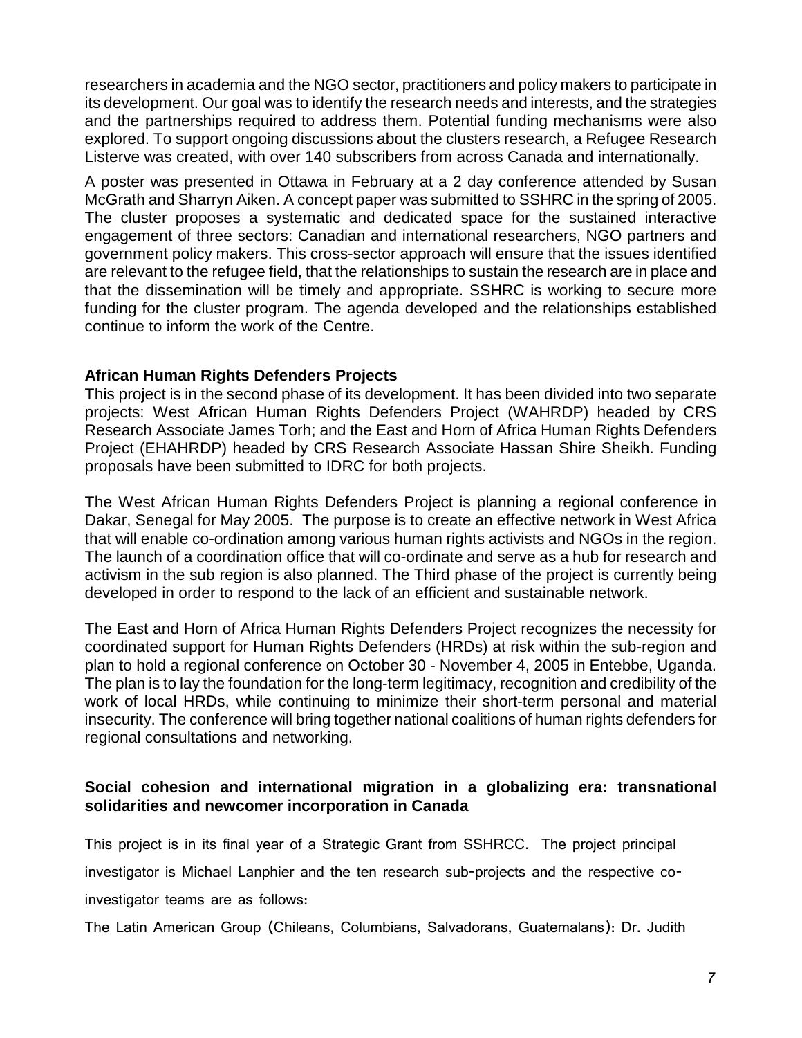researchers in academia and the NGO sector, practitioners and policy makers to participate in its development. Our goal was to identify the research needs and interests, and the strategies and the partnerships required to address them. Potential funding mechanisms were also explored. To support ongoing discussions about the clusters research, a Refugee Research Listerve was created, with over 140 subscribers from across Canada and internationally.

A poster was presented in Ottawa in February at a 2 day conference attended by Susan McGrath and Sharryn Aiken. A concept paper was submitted to SSHRC in the spring of 2005. The cluster proposes a systematic and dedicated space for the sustained interactive engagement of three sectors: Canadian and international researchers, NGO partners and government policy makers. This cross-sector approach will ensure that the issues identified are relevant to the refugee field, that the relationships to sustain the research are in place and that the dissemination will be timely and appropriate. SSHRC is working to secure more funding for the cluster program. The agenda developed and the relationships established continue to inform the work of the Centre.

## African Human Rights Defenders Projects

This project is in the second phase of its development. It has been divided into two separate projects: West African Human Rights Defenders Project (WAHRDP) headed by CRS Research Associate James Torh; and the East and Horn of Africa Human Rights Defenders Project (EHAHRDP) headed by CRS Research Associate Hassan Shire Sheikh. Funding proposals have been submitted to IDRC for both projects.

The West African Human Rights Defenders Project is planning a regional conference in Dakar, Senegal for May 2005. The purpose is to create an effective network in West Africa that will enable co-ordination among various human rights activists and NGOs in the region. The launch of a coordination office that will co-ordinate and serve as a hub for research and activism in the sub region is also planned. The Third phase of the project is currently being developed in order to respond to the lack of an efficient and sustainable network.

The East and Horn of Africa Human Rights Defenders Project recognizes the necessity for coordinated support for Human Rights Defenders (HRDs) at risk within the sub-region and plan to hold a regional conference on October 30 - November 4, 2005 in Entebbe, Uganda. The plan is to lay the foundation for the long-term legitimacy, recognition and credibility of the work of local HRDs, while continuing to minimize their short-term personal and material insecurity. The conference will bring together national coalitions of human rights defenders for regional consultations and networking.

## Social cohesion and international migration in a globalizing era: transnational solidarities and newcomer incorporation in Canada

This project is in its final year of a Strategic Grant from SSHRCC. The project principal investigator is Michael Lanphier and the ten research sub-projects and the respective co-investigator teams are as follows:

The Latin American Group (Chileans, Columbians, Salvadorans, Guatemalans): Dr. Judith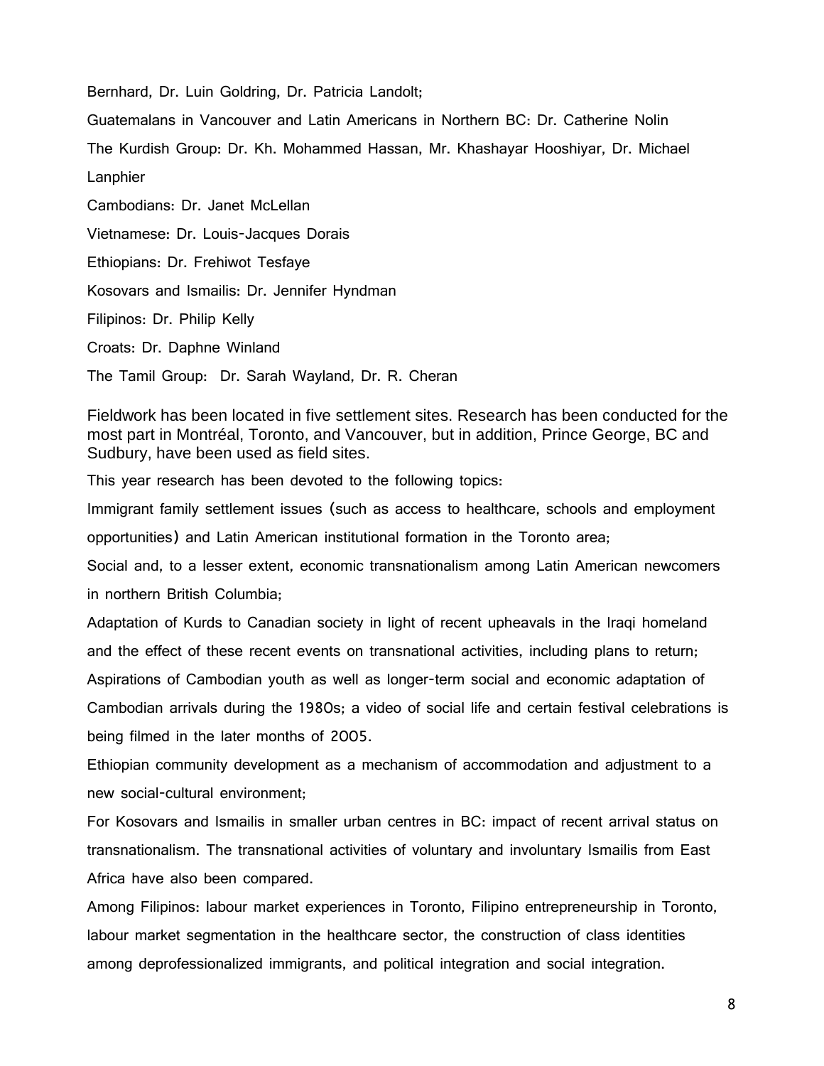Bernhard, Dr. Luin Goldring, Dr. Patricia Landolt;

Guatemalans in Vancouver and Latin Americans in Northern BC: Dr. Catherine Nolin

The Kurdish Group: Dr. Kh. Mohammed Hassan, Mr. Khashayar Hooshiyar, Dr. Michael Lanphier

Cambodians: Dr. Janet McLellan

Vietnamese: Dr. Louis-Jacques Dorais

Ethiopians: Dr. Frehiwot Tesfaye

Kosovars and Ismailis: Dr. Jennifer Hyndman

Filipinos: Dr. Philip Kelly

Croats: Dr. Daphne Winland

The Tamil Group: Dr. Sarah Wayland, Dr. R. Cheran

Fieldwork has been located in five settlement sites. Research has been conducted for the most part in Montréal, Toronto, and Vancouver, but in addition, Prince George, BC and Sudbury, have been used as field sites.

This year research has been devoted to the following topics:

Immigrant family settlement issues (such as access to healthcare, schools and employment opportunities) and Latin American institutional formation in the Toronto area;

Social and, to a lesser extent, economic transnationalism among Latin American newcomers in northern British Columbia;

Adaptation of Kurds to Canadian society in light of recent upheavals in the Iraqi homeland and the effect of these recent events on transnational activities, including plans to return;

Aspirations of Cambodian youth as well as longer-term social and economic adaptation of Cambodian arrivals during the 1980s; a video of social life and certain festival celebrations is being filmed in the later months of 2005.

Ethiopian community development as a mechanism of accommodation and adjustment to a new social-cultural environment;

For Kosovars and Ismailis in smaller urban centres in BC: impact of recent arrival status on transnationalism. The transnational activities of voluntary and involuntary Ismailis from East Africa have also been compared.

Among Filipinos: labour market experiences in Toronto, Filipino entrepreneurship in Toronto, labour market segmentation in the healthcare sector, the construction of class identities among deprofessionalized immigrants, and political integration and social integration.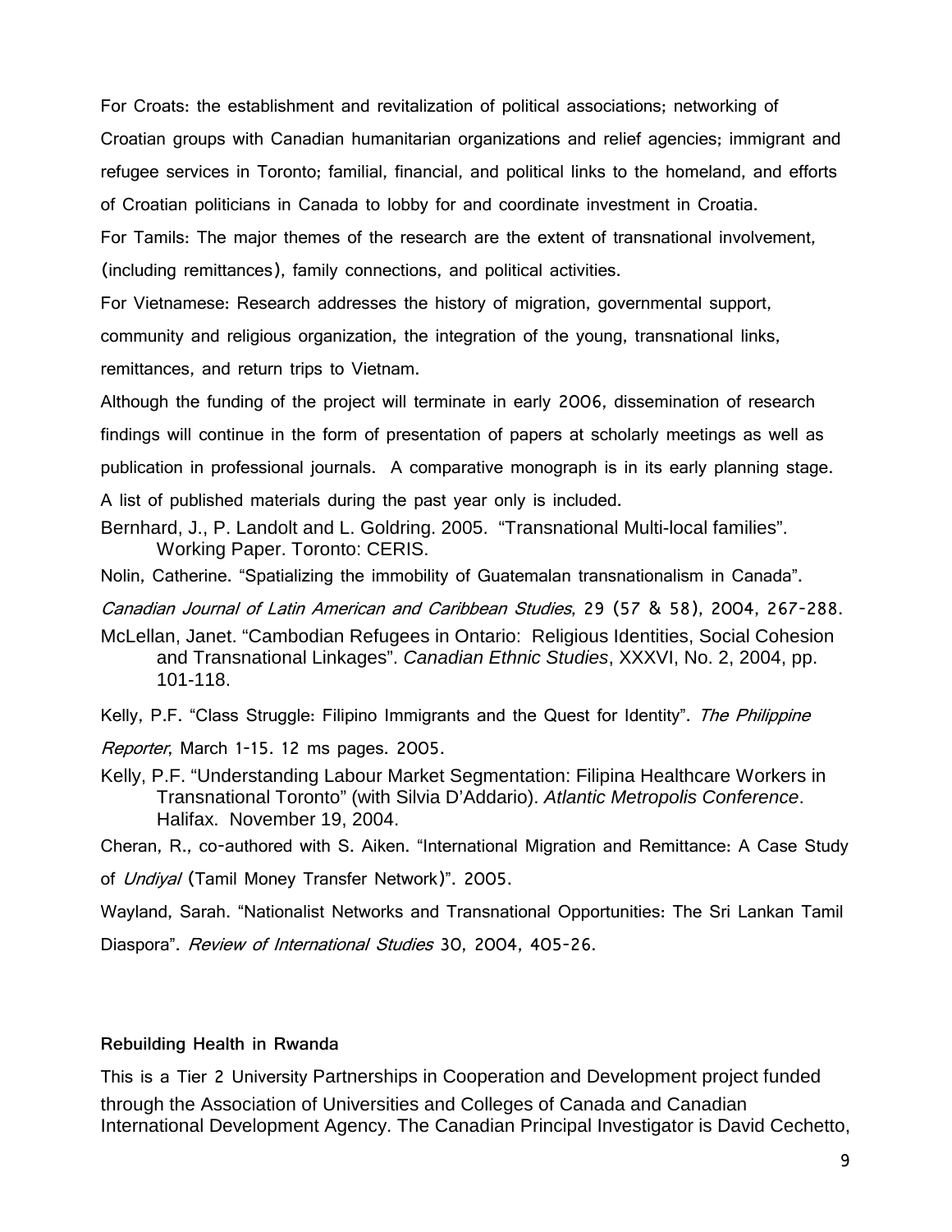For Croats: the establishment and revitalization of political associations; networking of Croatian groups with Canadian humanitarian organizations and relief agencies; immigrant and refugee services in Toronto; familial, financial, and political links to the homeland, and efforts of Croatian politicians in Canada to lobby for and coordinate investment in Croatia.

For Tamils: The major themes of the research are the extent of transnational involvement, (including remittances), family connections, and political activities.

For Vietnamese: Research addresses the history of migration, governmental support, community and religious organization, the integration of the young, transnational links, remittances, and return trips to Vietnam.

Although the funding of the project will terminate in early 2006, dissemination of research findings will continue in the form of presentation of papers at scholarly meetings as well as publication in professional journals. A comparative monograph is in its early planning stage.

A list of published materials during the past year only is included.

Bernhard, J., P. Landolt and L. Goldring. 2005. "Transnational Multi-local families". Working Paper. Toronto: CERIS.

Nolin, Catherine. "Spatializing the immobility of Guatemalan transnationalism in Canada". *Canadian Journal of Latin American and Caribbean Studies*, 29 (57 & 58), 2004, 267-288.

McLellan, Janet. "Cambodian Refugees in Ontario: Religious Identities, Social Cohesion and Transnational Linkages". *Canadian Ethnic Studies*, XXXVI, No. 2, 2004, pp. 101-118.

Kelly, P.F. "Class Struggle: Filipino Immigrants and the Quest for Identity". *The Philippine Reporter*, March 1-15. 12 ms pages. 2005.

Kelly, P.F. "Understanding Labour Market Segmentation: Filipina Healthcare Workers in Transnational Toronto" (with Silvia D'Addario). *Atlantic Metropolis Conference*. Halifax. November 19, 2004.

Cheran, R., co-authored with S. Aiken. "International Migration and Remittance: A Case Study of *Undiyal* (Tamil Money Transfer Network)". 2005.

Wayland, Sarah. "Nationalist Networks and Transnational Opportunities: The Sri Lankan Tamil Diaspora". *Review of International Studies* 30, 2004, 405-26.

**Rebuilding Health in Rwanda**

This is a Tier 2 University Partnerships in Cooperation and Development project funded through the Association of Universities and Colleges of Canada and Canadian International Development Agency. The Canadian Principal Investigator is David Cechetto,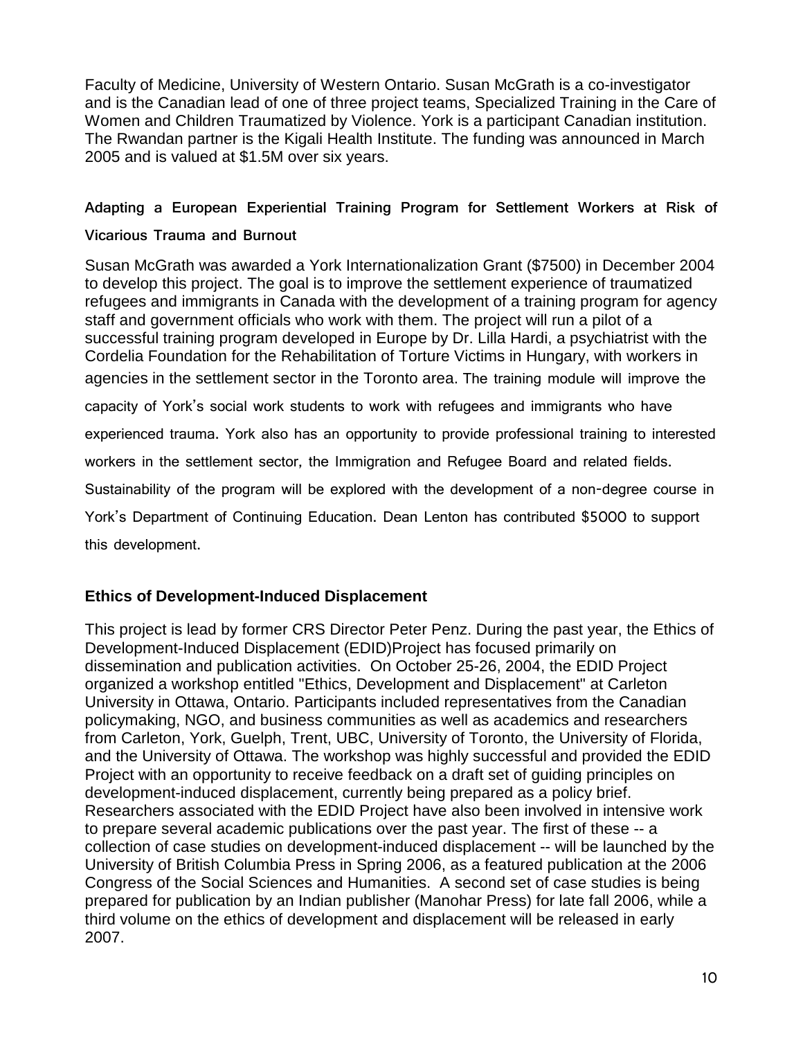Faculty of Medicine, University of Western Ontario. Susan McGrath is a co-investigator and is the Canadian lead of one of three project teams, Specialized Training in the Care of Women and Children Traumatized by Violence. York is a participant Canadian institution. The Rwandan partner is the Kigali Health Institute. The funding was announced in March 2005 and is valued at $1.5M over six years.

### Adapting a European Experiential Training Program for Settlement Workers at Risk of Vicarious Trauma and Burnout

Susan McGrath was awarded a York Internationalization Grant ($7500) in December 2004 to develop this project. The goal is to improve the settlement experience of traumatized refugees and immigrants in Canada with the development of a training program for agency staff and government officials who work with them. The project will run a pilot of a successful training program developed in Europe by Dr. Lilla Hardi, a psychiatrist with the Cordelia Foundation for the Rehabilitation of Torture Victims in Hungary, with workers in agencies in the settlement sector in the Toronto area. The training module will improve the capacity of York's social work students to work with refugees and immigrants who have experienced trauma. York also has an opportunity to provide professional training to interested workers in the settlement sector, the Immigration and Refugee Board and related fields. Sustainability of the program will be explored with the development of a non-degree course in York's Department of Continuing Education. Dean Lenton has contributed $5000 to support this development.

### Ethics of Development-Induced Displacement

This project is lead by former CRS Director Peter Penz. During the past year, the Ethics of Development-Induced Displacement (EDID)Project has focused primarily on dissemination and publication activities. On October 25-26, 2004, the EDID Project organized a workshop entitled "Ethics, Development and Displacement" at Carleton University in Ottawa, Ontario. Participants included representatives from the Canadian policymaking, NGO, and business communities as well as academics and researchers from Carleton, York, Guelph, Trent, UBC, University of Toronto, the University of Florida, and the University of Ottawa. The workshop was highly successful and provided the EDID Project with an opportunity to receive feedback on a draft set of guiding principles on development-induced displacement, currently being prepared as a policy brief. Researchers associated with the EDID Project have also been involved in intensive work to prepare several academic publications over the past year. The first of these -- a collection of case studies on development-induced displacement -- will be launched by the University of British Columbia Press in Spring 2006, as a featured publication at the 2006 Congress of the Social Sciences and Humanities. A second set of case studies is being prepared for publication by an Indian publisher (Manohar Press) for late fall 2006, while a third volume on the ethics of development and displacement will be released in early 2007.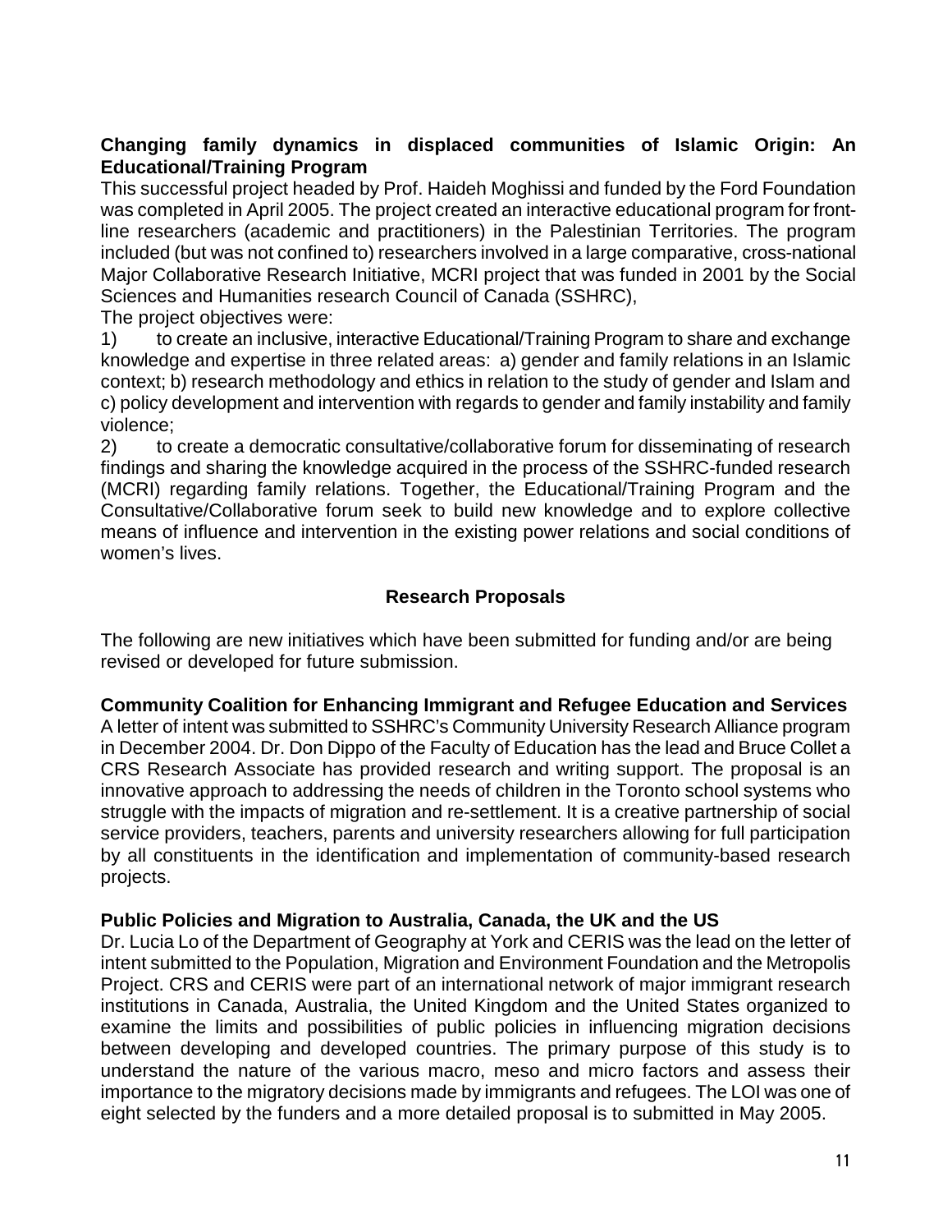**Changing family dynamics in displaced communities of Islamic Origin: An Educational/Training Program**

This successful project headed by Prof. Haideh Moghissi and funded by the Ford Foundation was completed in April 2005. The project created an interactive educational program for front-line researchers (academic and practitioners) in the Palestinian Territories. The program included (but was not confined to) researchers involved in a large comparative, cross-national Major Collaborative Research Initiative, MCRI project that was funded in 2001 by the Social Sciences and Humanities research Council of Canada (SSHRC),

The project objectives were:

1) to create an inclusive, interactive Educational/Training Program to share and exchange knowledge and expertise in three related areas: a) gender and family relations in an Islamic context; b) research methodology and ethics in relation to the study of gender and Islam and c) policy development and intervention with regards to gender and family instability and family violence;

2) to create a democratic consultative/collaborative forum for disseminating of research findings and sharing the knowledge acquired in the process of the SSHRC-funded research (MCRI) regarding family relations. Together, the Educational/Training Program and the Consultative/Collaborative forum seek to build new knowledge and to explore collective means of influence and intervention in the existing power relations and social conditions of women's lives.

## Research Proposals

The following are new initiatives which have been submitted for funding and/or are being revised or developed for future submission.

**Community Coalition for Enhancing Immigrant and Refugee Education and Services**

A letter of intent was submitted to SSHRC's Community University Research Alliance program in December 2004. Dr. Don Dippo of the Faculty of Education has the lead and Bruce Collet a CRS Research Associate has provided research and writing support. The proposal is an innovative approach to addressing the needs of children in the Toronto school systems who struggle with the impacts of migration and re-settlement. It is a creative partnership of social service providers, teachers, parents and university researchers allowing for full participation by all constituents in the identification and implementation of community-based research projects.

**Public Policies and Migration to Australia, Canada, the UK and the US**

Dr. Lucia Lo of the Department of Geography at York and CERIS was the lead on the letter of intent submitted to the Population, Migration and Environment Foundation and the Metropolis Project. CRS and CERIS were part of an international network of major immigrant research institutions in Canada, Australia, the United Kingdom and the United States organized to examine the limits and possibilities of public policies in influencing migration decisions between developing and developed countries. The primary purpose of this study is to understand the nature of the various macro, meso and micro factors and assess their importance to the migratory decisions made by immigrants and refugees. The LOI was one of eight selected by the funders and a more detailed proposal is to submitted in May 2005.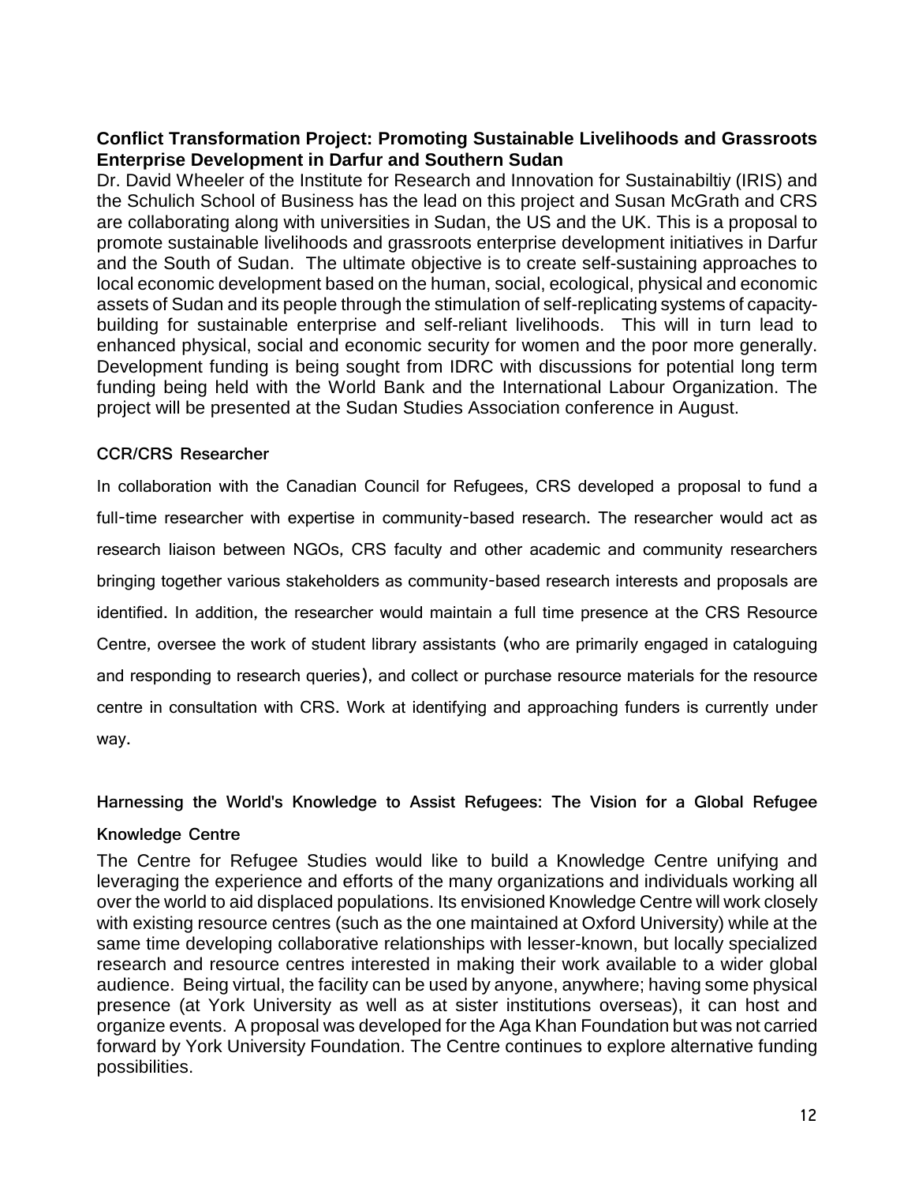**Conflict Transformation Project: Promoting Sustainable Livelihoods and Grassroots Enterprise Development in Darfur and Southern Sudan**

Dr. David Wheeler of the Institute for Research and Innovation for Sustainabiltiy (IRIS) and the Schulich School of Business has the lead on this project and Susan McGrath and CRS are collaborating along with universities in Sudan, the US and the UK. This is a proposal to promote sustainable livelihoods and grassroots enterprise development initiatives in Darfur and the South of Sudan. The ultimate objective is to create self-sustaining approaches to local economic development based on the human, social, ecological, physical and economic assets of Sudan and its people through the stimulation of self-replicating systems of capacity-building for sustainable enterprise and self-reliant livelihoods. This will in turn lead to enhanced physical, social and economic security for women and the poor more generally. Development funding is being sought from IDRC with discussions for potential long term funding being held with the World Bank and the International Labour Organization. The project will be presented at the Sudan Studies Association conference in August.

**CCR/CRS Researcher**

In collaboration with the Canadian Council for Refugees, CRS developed a proposal to fund a full-time researcher with expertise in community-based research. The researcher would act as research liaison between NGOs, CRS faculty and other academic and community researchers bringing together various stakeholders as community-based research interests and proposals are identified. In addition, the researcher would maintain a full time presence at the CRS Resource Centre, oversee the work of student library assistants (who are primarily engaged in cataloguing and responding to research queries), and collect or purchase resource materials for the resource centre in consultation with CRS. Work at identifying and approaching funders is currently under way.

**Harnessing the World's Knowledge to Assist Refugees: The Vision for a Global Refugee Knowledge Centre**

The Centre for Refugee Studies would like to build a Knowledge Centre unifying and leveraging the experience and efforts of the many organizations and individuals working all over the world to aid displaced populations. Its envisioned Knowledge Centre will work closely with existing resource centres (such as the one maintained at Oxford University) while at the same time developing collaborative relationships with lesser-known, but locally specialized research and resource centres interested in making their work available to a wider global audience. Being virtual, the facility can be used by anyone, anywhere; having some physical presence (at York University as well as at sister institutions overseas), it can host and organize events. A proposal was developed for the Aga Khan Foundation but was not carried forward by York University Foundation. The Centre continues to explore alternative funding possibilities.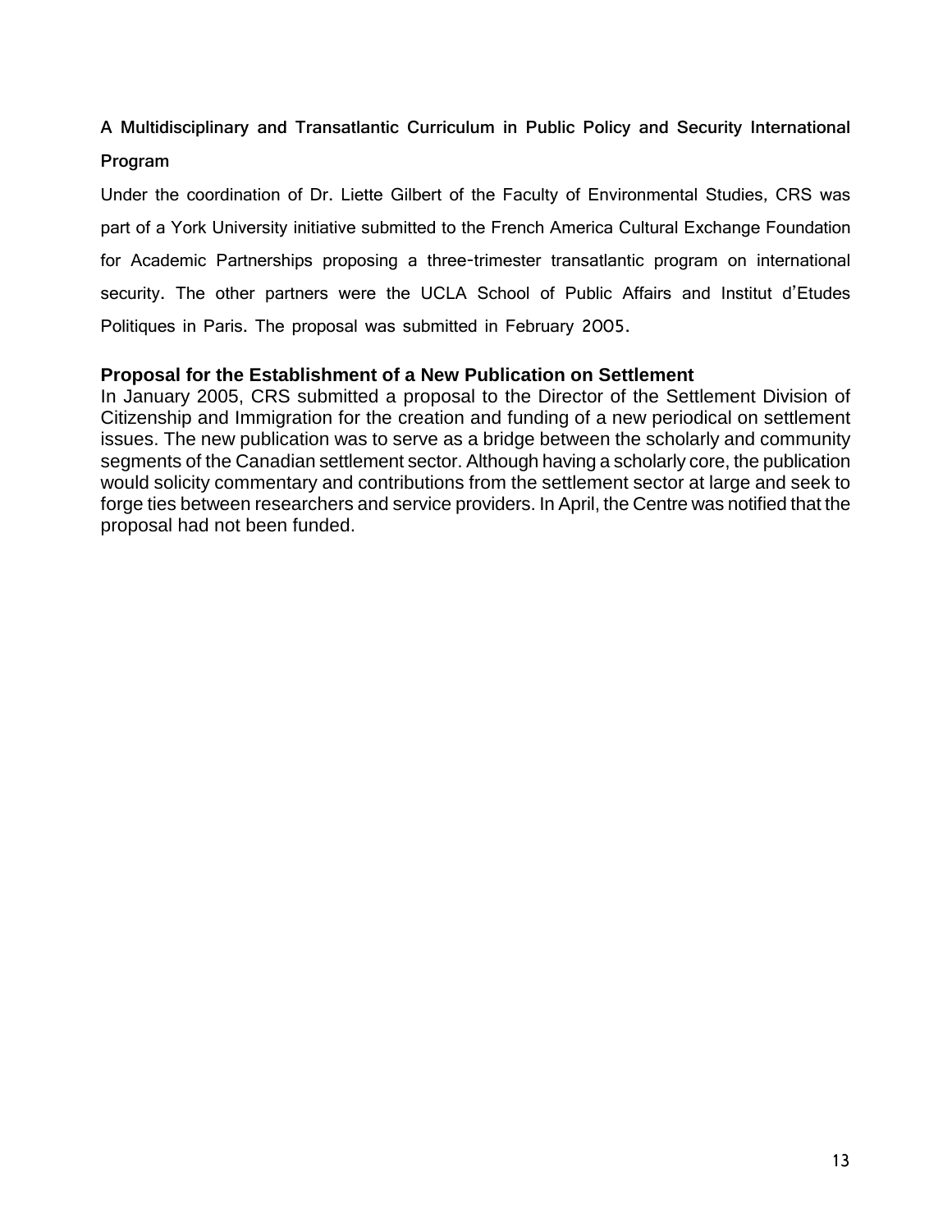### A Multidisciplinary and Transatlantic Curriculum in Public Policy and Security International Program

Under the coordination of Dr. Liette Gilbert of the Faculty of Environmental Studies, CRS was part of a York University initiative submitted to the French America Cultural Exchange Foundation for Academic Partnerships proposing a three-trimester transatlantic program on international security. The other partners were the UCLA School of Public Affairs and Institut d'Etudes Politiques in Paris. The proposal was submitted in February 2005.

### Proposal for the Establishment of a New Publication on Settlement

In January 2005, CRS submitted a proposal to the Director of the Settlement Division of Citizenship and Immigration for the creation and funding of a new periodical on settlement issues. The new publication was to serve as a bridge between the scholarly and community segments of the Canadian settlement sector. Although having a scholarly core, the publication would solicity commentary and contributions from the settlement sector at large and seek to forge ties between researchers and service providers. In April, the Centre was notified that the proposal had not been funded.